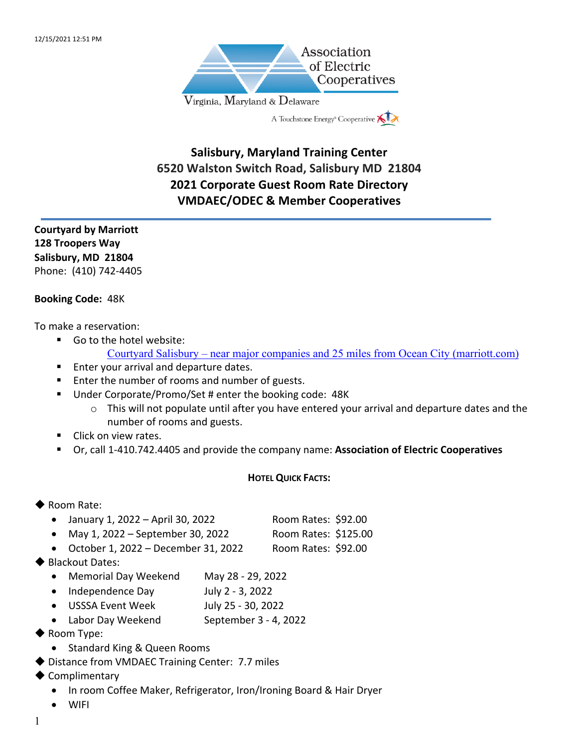Association of Electric Cooperatives

Virginia, Maryland & Delaware

A Touchstone Energy® Cooperative

# Salisbury, Maryland Training Center
## 6520 Walston Switch Road, Salisbury MD 21804
## 2021 Corporate Guest Room Rate Directory
## VMDAEC/ODEC & Member Cooperatives

---

**Courtyard by Marriott**
**128 Troopers Way**
**Salisbury, MD 21804**
Phone: (410) 742-4405

**Booking Code:** 48K

To make a reservation:

- Go to the hotel website:
  Courtyard Salisbury – near major companies and 25 miles from Ocean City (marriott.com)
- Enter your arrival and departure dates.
- Enter the number of rooms and number of guests.
- Under Corporate/Promo/Set # enter the booking code: 48K
  - This will not populate until after you have entered your arrival and departure dates and the number of rooms and guests.
- Click on view rates.
- Or, call 1-410.742.4405 and provide the company name: **Association of Electric Cooperatives**

**HOTEL QUICK FACTS:**

- Room Rate:
  - January 1, 2022 – April 30, 2022 — Room Rates: $92.00
  - May 1, 2022 – September 30, 2022 — Room Rates: $125.00
  - October 1, 2022 – December 31, 2022 — Room Rates: $92.00
- Blackout Dates:
  - Memorial Day Weekend — May 28 - 29, 2022
  - Independence Day — July 2 - 3, 2022
  - USSSA Event Week — July 25 - 30, 2022
  - Labor Day Weekend — September 3 - 4, 2022
- Room Type:
  - Standard King & Queen Rooms
- Distance from VMDAEC Training Center: 7.7 miles
- Complimentary
  - In room Coffee Maker, Refrigerator, Iron/Ironing Board & Hair Dryer
  - WIFI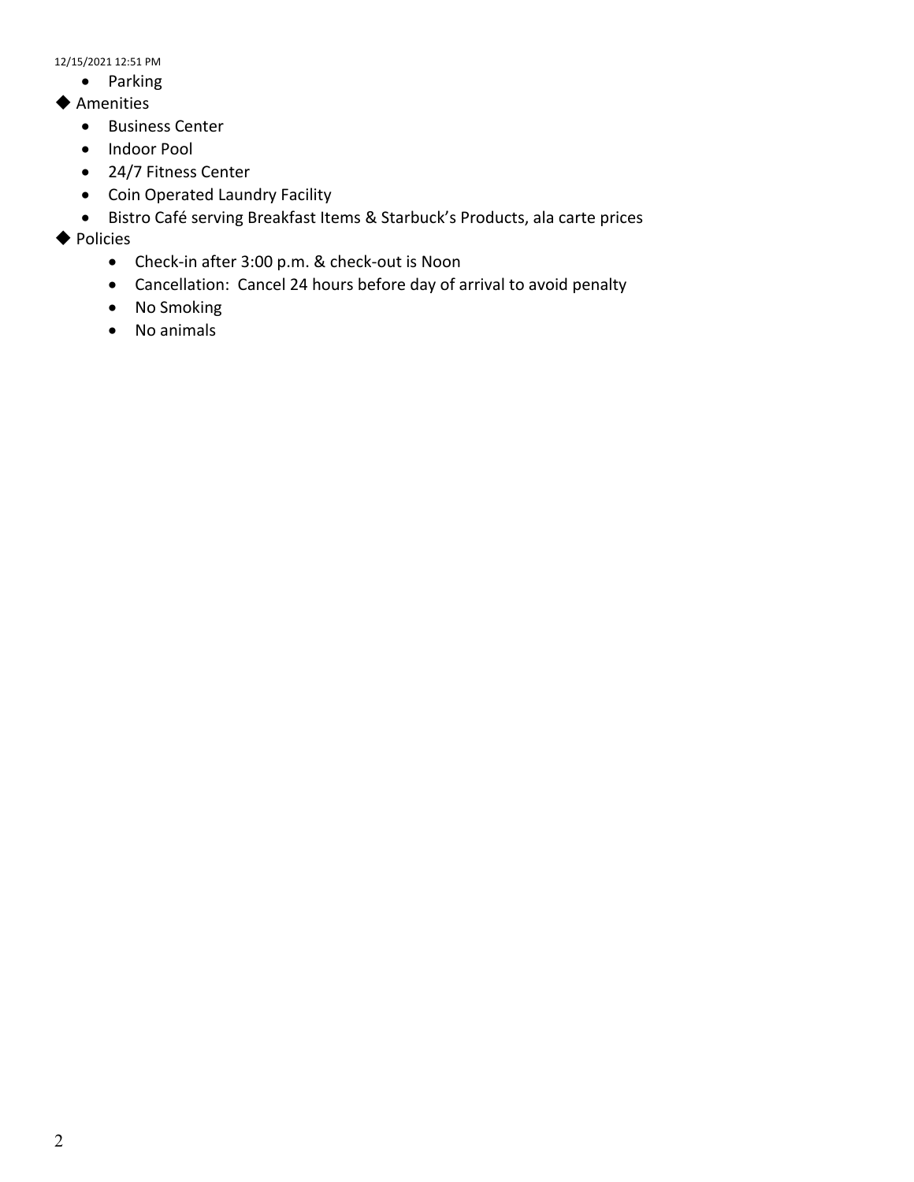- Parking

◆ Amenities

- Business Center
- Indoor Pool
- 24/7 Fitness Center
- Coin Operated Laundry Facility
- Bistro Café serving Breakfast Items & Starbuck's Products, ala carte prices

◆ Policies

- Check-in after 3:00 p.m. & check-out is Noon
- Cancellation: Cancel 24 hours before day of arrival to avoid penalty
- No Smoking
- No animals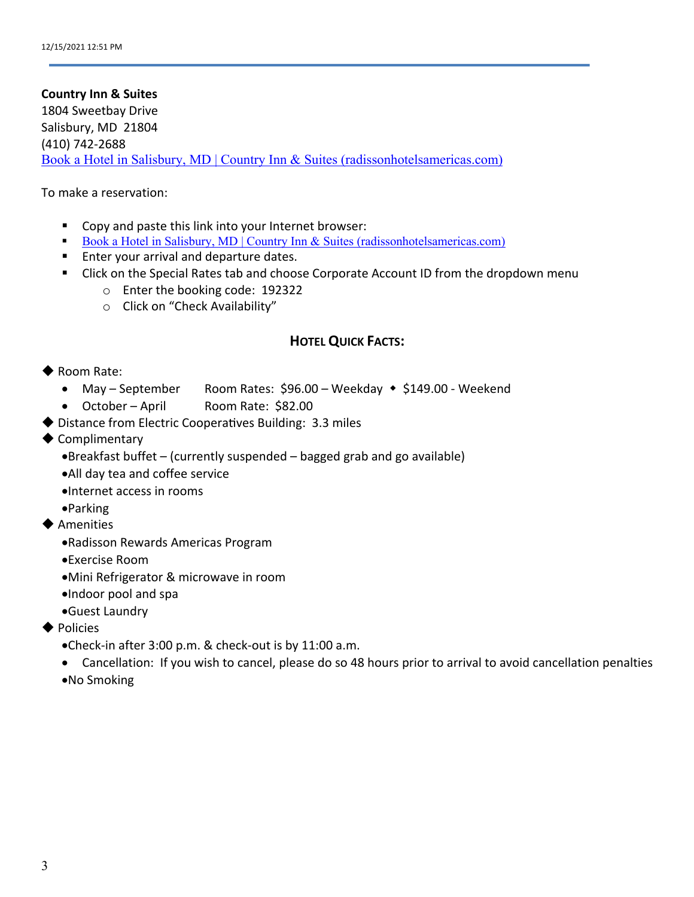**Country Inn & Suites**
1804 Sweetbay Drive
Salisbury, MD 21804
(410) 742-2688
Book a Hotel in Salisbury, MD | Country Inn & Suites (radissonhotelsamericas.com)

To make a reservation:

- Copy and paste this link into your Internet browser:
- Book a Hotel in Salisbury, MD | Country Inn & Suites (radissonhotelsamericas.com)
- Enter your arrival and departure dates.
- Click on the Special Rates tab and choose Corporate Account ID from the dropdown menu
  - Enter the booking code: 192322
  - Click on "Check Availability"

## HOTEL QUICK FACTS:

- Room Rate:
  - May – September    Room Rates: $96.00 – Weekday ◆ $149.00 - Weekend
  - October – April    Room Rate: $82.00
- Distance from Electric Cooperatives Building: 3.3 miles
- Complimentary
  - Breakfast buffet – (currently suspended – bagged grab and go available)
  - All day tea and coffee service
  - Internet access in rooms
  - Parking
- Amenities
  - Radisson Rewards Americas Program
  - Exercise Room
  - Mini Refrigerator & microwave in room
  - Indoor pool and spa
  - Guest Laundry
- Policies
  - Check-in after 3:00 p.m. & check-out is by 11:00 a.m.
  - Cancellation: If you wish to cancel, please do so 48 hours prior to arrival to avoid cancellation penalties
  - No Smoking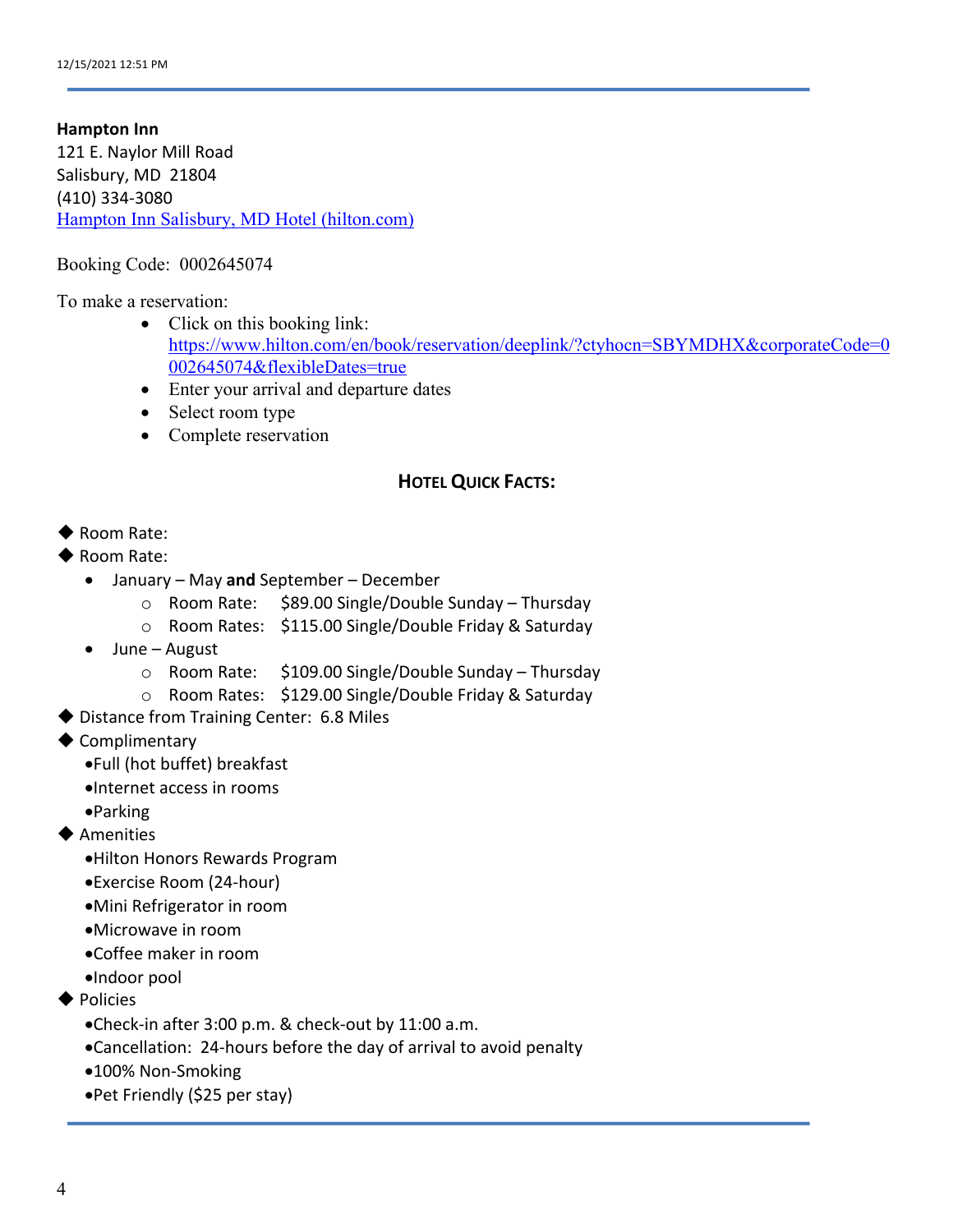**Hampton Inn**
121 E. Naylor Mill Road
Salisbury, MD 21804
(410) 334-3080
[Hampton Inn Salisbury, MD Hotel (hilton.com)](https://www.hilton.com)

Booking Code: 0002645074

To make a reservation:

- Click on this booking link: https://www.hilton.com/en/book/reservation/deeplink/?ctyhocn=SBYMDHX&corporateCode=0002645074&flexibleDates=true
- Enter your arrival and departure dates
- Select room type
- Complete reservation

## HOTEL QUICK FACTS:

◆ Room Rate:
◆ Room Rate:

- January – May **and** September – December
  - Room Rate: $89.00 Single/Double Sunday – Thursday
  - Room Rates: $115.00 Single/Double Friday & Saturday
- June – August
  - Room Rate: $109.00 Single/Double Sunday – Thursday
  - Room Rates: $129.00 Single/Double Friday & Saturday

◆ Distance from Training Center: 6.8 Miles

◆ Complimentary
- Full (hot buffet) breakfast
- Internet access in rooms
- Parking

◆ Amenities
- Hilton Honors Rewards Program
- Exercise Room (24-hour)
- Mini Refrigerator in room
- Microwave in room
- Coffee maker in room
- Indoor pool

◆ Policies
- Check-in after 3:00 p.m. & check-out by 11:00 a.m.
- Cancellation: 24-hours before the day of arrival to avoid penalty
- 100% Non-Smoking
- Pet Friendly ($25 per stay)